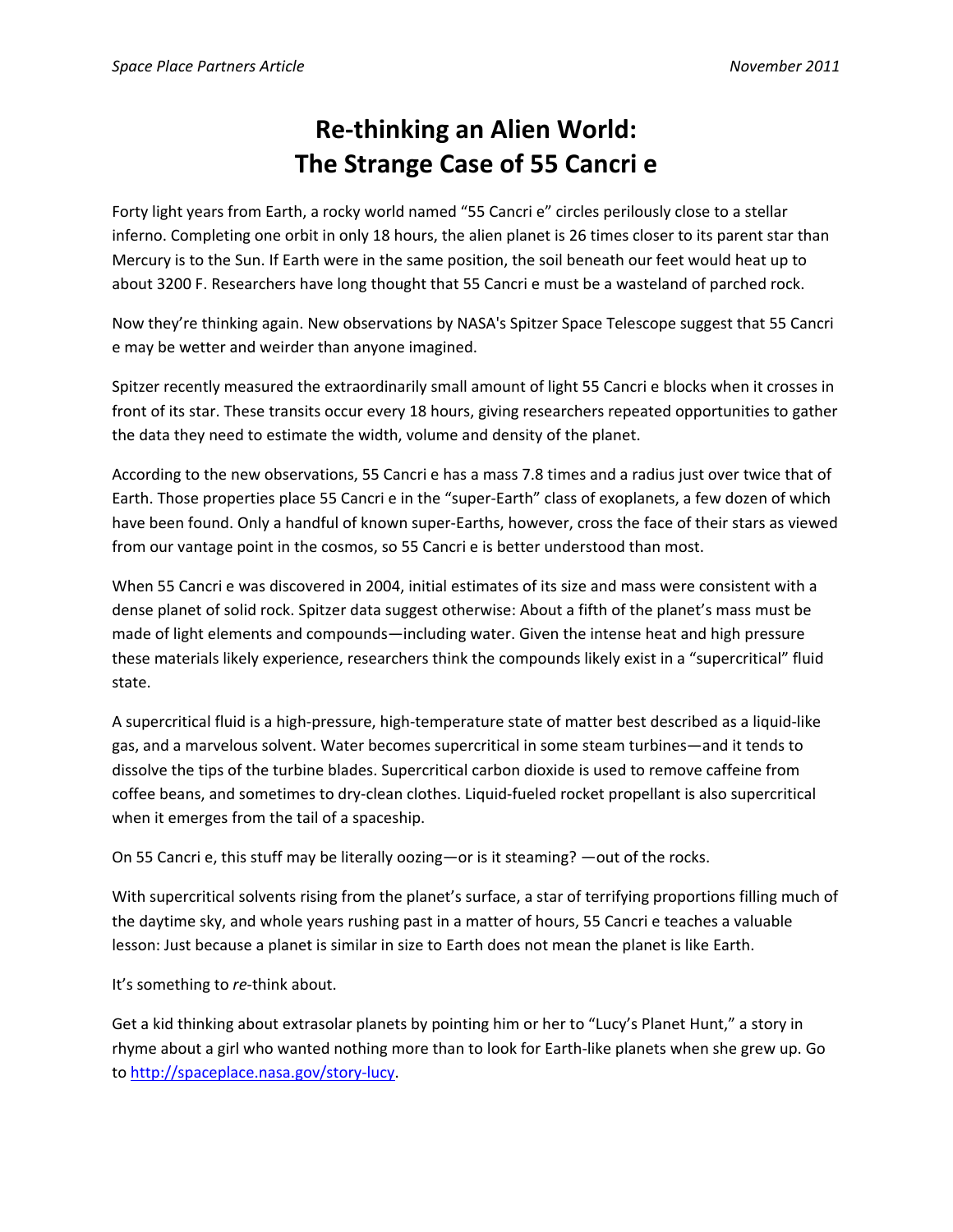# Re-thinking an Alien World: The Strange Case of 55 Cancri e

Forty light years from Earth, a rocky world named "55 Cancri e" circles perilously close to a stellar inferno. Completing one orbit in only 18 hours, the alien planet is 26 times closer to its parent star than Mercury is to the Sun. If Earth were in the same position, the soil beneath our feet would heat up to about 3200 F. Researchers have long thought that 55 Cancri e must be a wasteland of parched rock.

Now they're thinking again. New observations by NASA's Spitzer Space Telescope suggest that 55 Cancri e may be wetter and weirder than anyone imagined.

Spitzer recently measured the extraordinarily small amount of light 55 Cancri e blocks when it crosses in front of its star. These transits occur every 18 hours, giving researchers repeated opportunities to gather the data they need to estimate the width, volume and density of the planet.

According to the new observations, 55 Cancri e has a mass 7.8 times and a radius just over twice that of Earth. Those properties place 55 Cancri e in the "super-Earth" class of exoplanets, a few dozen of which have been found. Only a handful of known super-Earths, however, cross the face of their stars as viewed from our vantage point in the cosmos, so 55 Cancri e is better understood than most.

When 55 Cancri e was discovered in 2004, initial estimates of its size and mass were consistent with a dense planet of solid rock. Spitzer data suggest otherwise: About a fifth of the planet's mass must be made of light elements and compounds—including water. Given the intense heat and high pressure these materials likely experience, researchers think the compounds likely exist in a "supercritical" fluid state.

A supercritical fluid is a high-pressure, high-temperature state of matter best described as a liquid-like gas, and a marvelous solvent. Water becomes supercritical in some steam turbines—and it tends to dissolve the tips of the turbine blades. Supercritical carbon dioxide is used to remove caffeine from coffee beans, and sometimes to dry-clean clothes. Liquid-fueled rocket propellant is also supercritical when it emerges from the tail of a spaceship.

On 55 Cancri e, this stuff may be literally oozing—or is it steaming? —out of the rocks.

With supercritical solvents rising from the planet's surface, a star of terrifying proportions filling much of the daytime sky, and whole years rushing past in a matter of hours, 55 Cancri e teaches a valuable lesson: Just because a planet is similar in size to Earth does not mean the planet is like Earth.

It's something to *re*-think about.

Get a kid thinking about extrasolar planets by pointing him or her to "Lucy's Planet Hunt," a story in rhyme about a girl who wanted nothing more than to look for Earth-like planets when she grew up. Go to http://spaceplace.nasa.gov/story-lucy.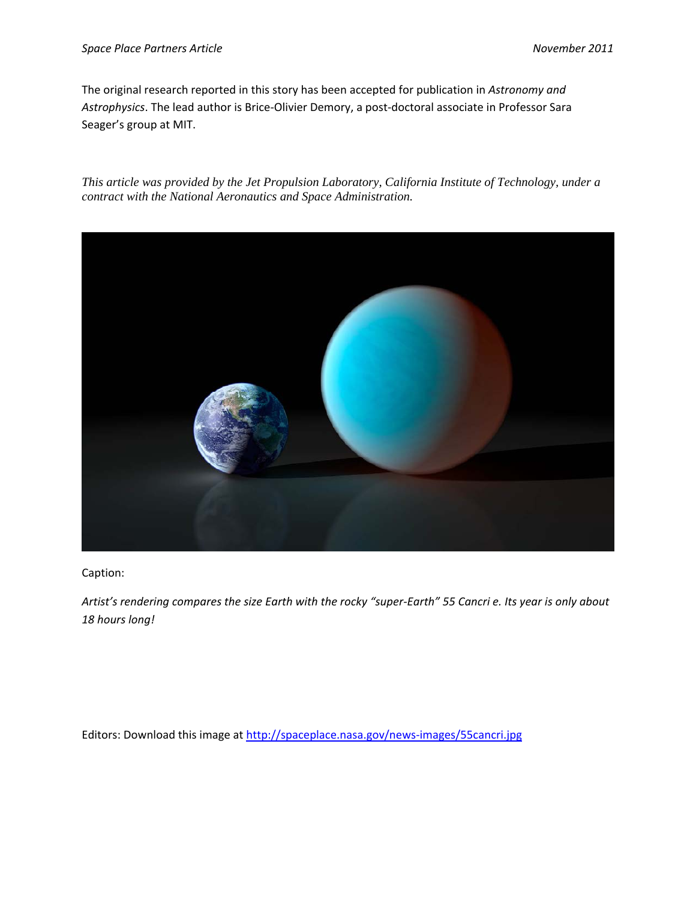The original research reported in this story has been accepted for publication in *Astronomy and Astrophysics*. The lead author is Brice-Olivier Demory, a post-doctoral associate in Professor Sara Seager's group at MIT.

*This article was provided by the Jet Propulsion Laboratory, California Institute of Technology, under a contract with the National Aeronautics and Space Administration.*

Caption:

*Artist's rendering compares the size Earth with the rocky "super-Earth" 55 Cancri e. Its year is only about 18 hours long!*

Editors: Download this image at http://spaceplace.nasa.gov/news-images/55cancri.jpg